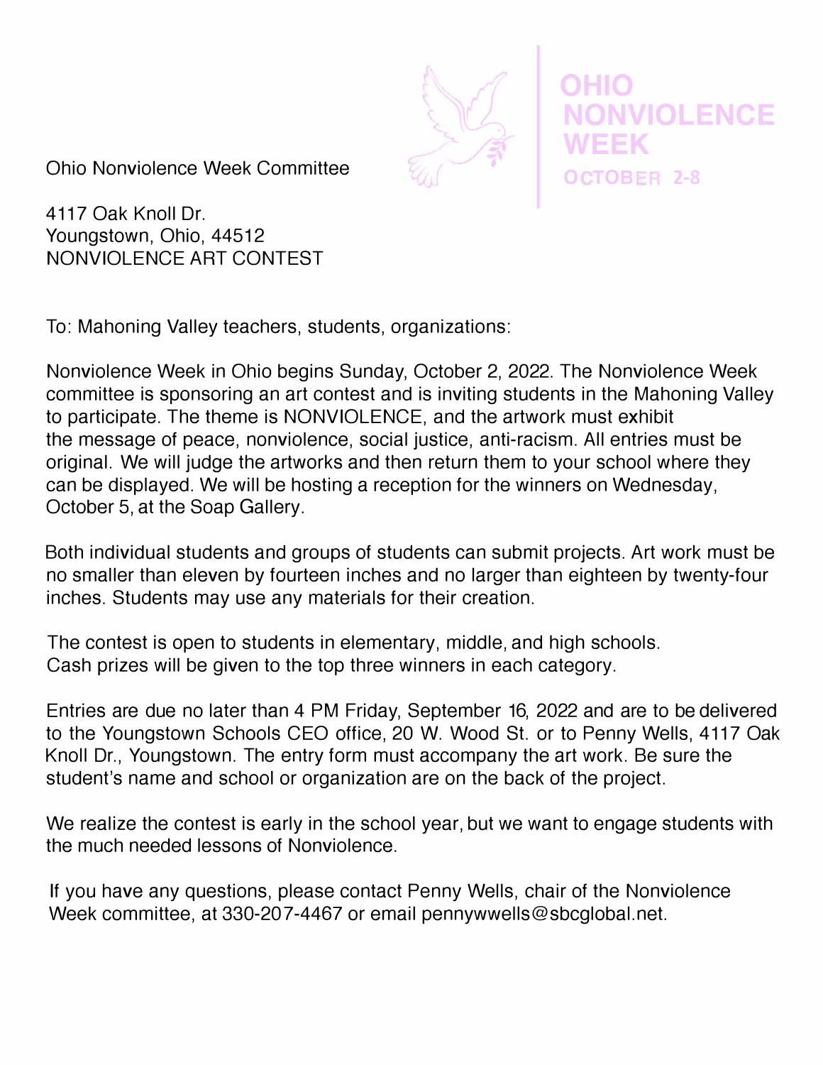**OHIO NONVIOLENCE WEEK**

**OCTOBER 2-8**

Ohio Nonviolence Week Committee

4117 Oak Knoll Dr.
Youngstown, Ohio, 44512
NONVIOLENCE ART CONTEST

To: Mahoning Valley teachers, students, organizations:

Nonviolence Week in Ohio begins Sunday, October 2, 2022. The Nonviolence Week committee is sponsoring an art contest and is inviting students in the Mahoning Valley to participate. The theme is NONVIOLENCE, and the artwork must exhibit the message of peace, nonviolence, social justice, anti-racism. All entries must be original. We will judge the artworks and then return them to your school where they can be displayed. We will be hosting a reception for the winners on Wednesday, October 5, at the Soap Gallery.

Both individual students and groups of students can submit projects. Art work must be no smaller than eleven by fourteen inches and no larger than eighteen by twenty-four inches. Students may use any materials for their creation.

The contest is open to students in elementary, middle, and high schools. Cash prizes will be given to the top three winners in each category.

Entries are due no later than 4 PM Friday, September 16, 2022 and are to be delivered to the Youngstown Schools CEO office, 20 W. Wood St. or to Penny Wells, 4117 Oak Knoll Dr., Youngstown. The entry form must accompany the art work. Be sure the student's name and school or organization are on the back of the project.

We realize the contest is early in the school year, but we want to engage students with the much needed lessons of Nonviolence.

If you have any questions, please contact Penny Wells, chair of the Nonviolence Week committee, at 330-207-4467 or email pennywwells@sbcglobal.net.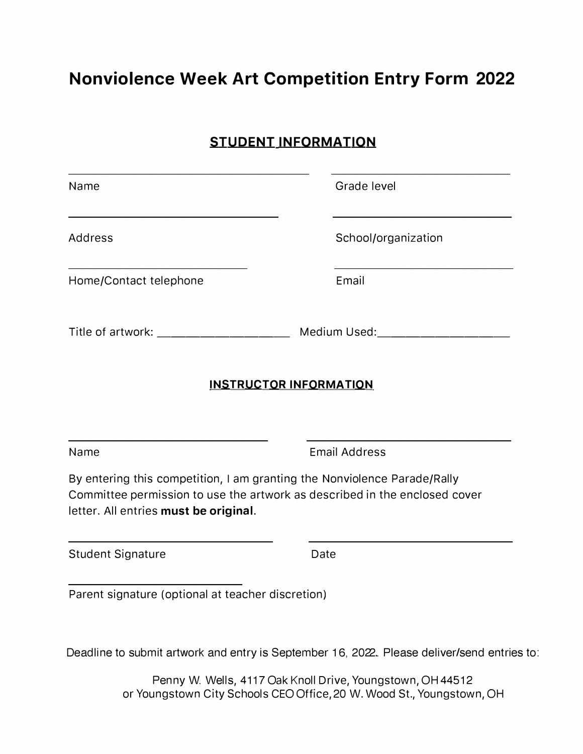# Nonviolence Week Art Competition Entry Form 2022

## STUDENT INFORMATION

Name ______________________________

Grade level ______________________________

Address ______________________________

School/organization ______________________________

Home/Contact telephone ______________________________

Email ______________________________

Title of artwork: ______________________ Medium Used: ______________________

## INSTRUCTOR INFORMATION

Name ______________________________

Email Address ______________________________

By entering this competition, I am granting the Nonviolence Parade/Rally Committee permission to use the artwork as described in the enclosed cover letter. All entries **must be original**.

Student Signature ______________________________

Date ______________________________

Parent signature (optional at teacher discretion) ______________________________

Deadline to submit artwork and entry is September 16, 2022.. Please deliver/send entries to:

Penny W. Wells, 4117 Oak Knoll Drive, Youngstown, OH 44512
or Youngstown City Schools CEO Office, 20 W. Wood St., Youngstown, OH